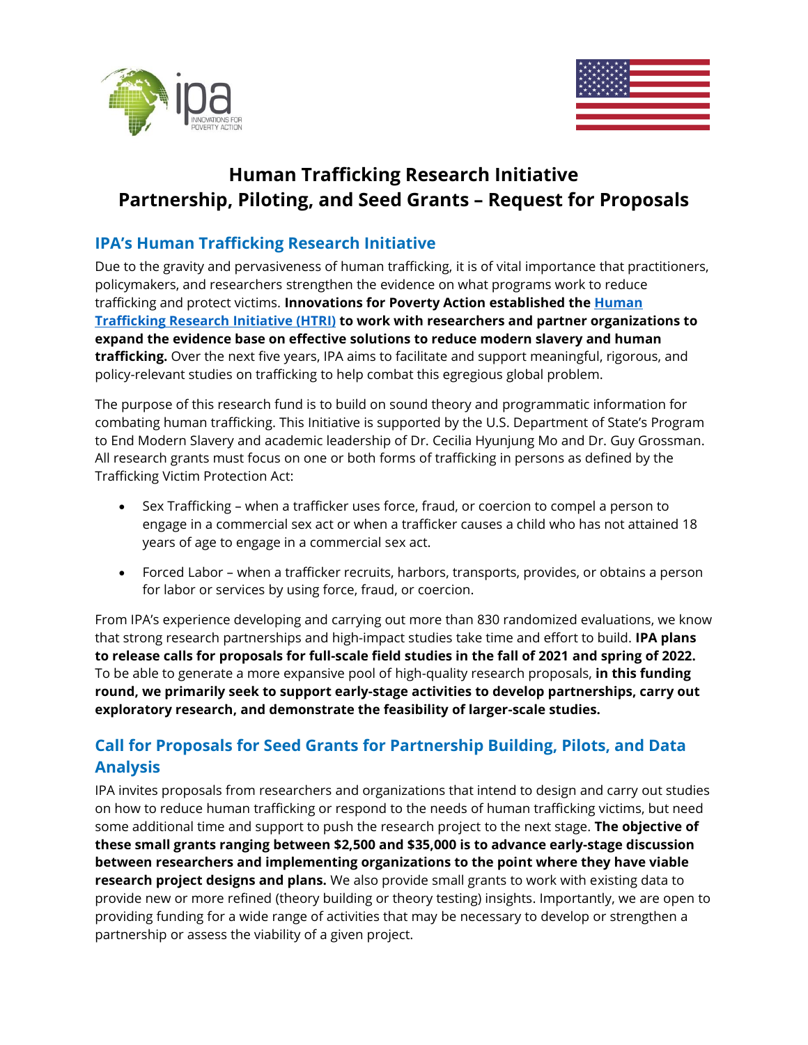# Human Trafficking Research Initiative
# Partnership, Piloting, and Seed Grants – Request for Proposals

## IPA's Human Trafficking Research Initiative

Due to the gravity and pervasiveness of human trafficking, it is of vital importance that practitioners, policymakers, and researchers strengthen the evidence on what programs work to reduce trafficking and protect victims. **Innovations for Poverty Action established the Human Trafficking Research Initiative (HTRI) to work with researchers and partner organizations to expand the evidence base on effective solutions to reduce modern slavery and human trafficking.** Over the next five years, IPA aims to facilitate and support meaningful, rigorous, and policy-relevant studies on trafficking to help combat this egregious global problem.

The purpose of this research fund is to build on sound theory and programmatic information for combating human trafficking. This Initiative is supported by the U.S. Department of State's Program to End Modern Slavery and academic leadership of Dr. Cecilia Hyunjung Mo and Dr. Guy Grossman. All research grants must focus on one or both forms of trafficking in persons as defined by the Trafficking Victim Protection Act:

- Sex Trafficking – when a trafficker uses force, fraud, or coercion to compel a person to engage in a commercial sex act or when a trafficker causes a child who has not attained 18 years of age to engage in a commercial sex act.
- Forced Labor – when a trafficker recruits, harbors, transports, provides, or obtains a person for labor or services by using force, fraud, or coercion.

From IPA's experience developing and carrying out more than 830 randomized evaluations, we know that strong research partnerships and high-impact studies take time and effort to build. **IPA plans to release calls for proposals for full-scale field studies in the fall of 2021 and spring of 2022.** To be able to generate a more expansive pool of high-quality research proposals, **in this funding round, we primarily seek to support early-stage activities to develop partnerships, carry out exploratory research, and demonstrate the feasibility of larger-scale studies.**

## Call for Proposals for Seed Grants for Partnership Building, Pilots, and Data Analysis

IPA invites proposals from researchers and organizations that intend to design and carry out studies on how to reduce human trafficking or respond to the needs of human trafficking victims, but need some additional time and support to push the research project to the next stage. **The objective of these small grants ranging between $2,500 and $35,000 is to advance early-stage discussion between researchers and implementing organizations to the point where they have viable research project designs and plans.** We also provide small grants to work with existing data to provide new or more refined (theory building or theory testing) insights. Importantly, we are open to providing funding for a wide range of activities that may be necessary to develop or strengthen a partnership or assess the viability of a given project.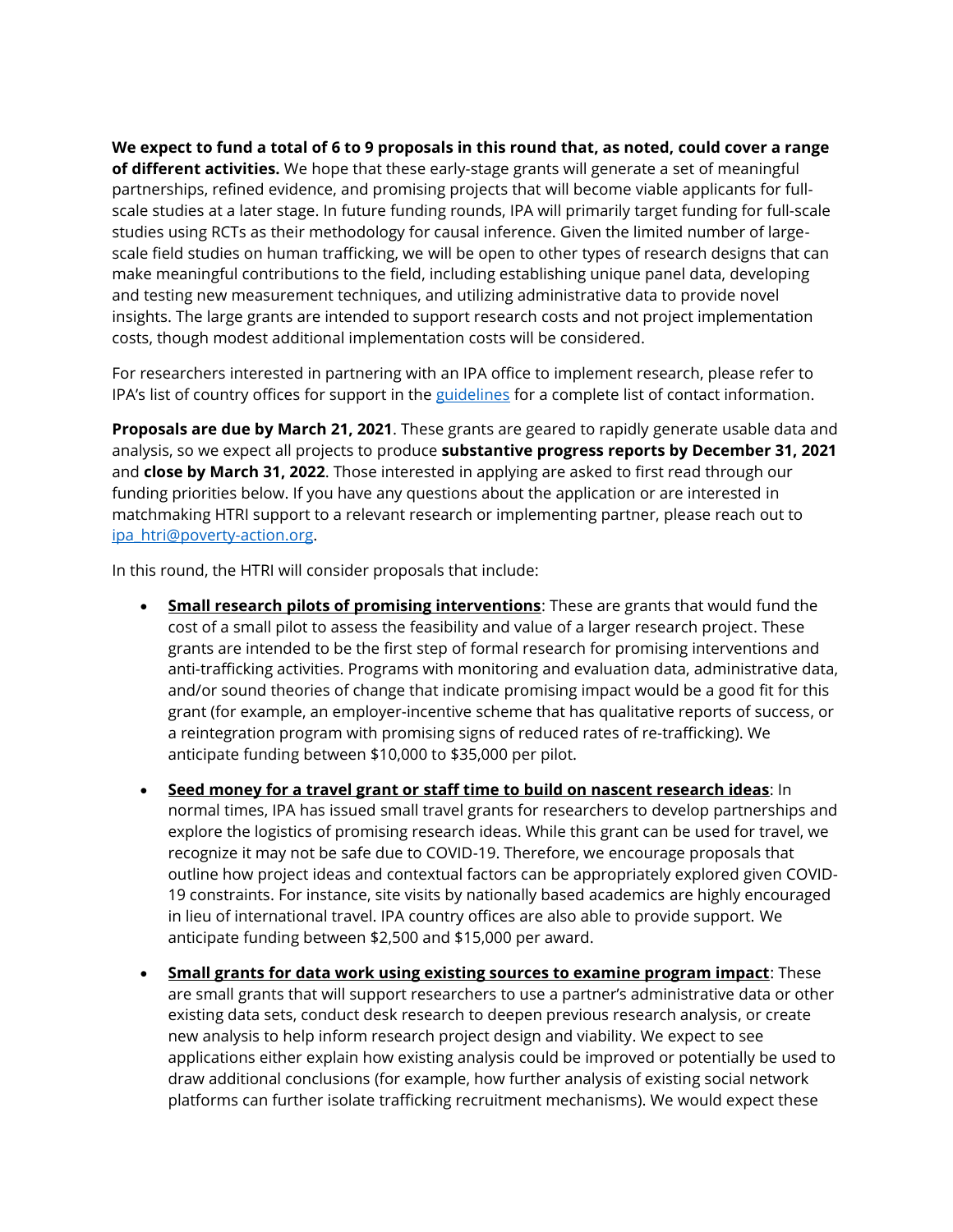**We expect to fund a total of 6 to 9 proposals in this round that, as noted, could cover a range of different activities.** We hope that these early-stage grants will generate a set of meaningful partnerships, refined evidence, and promising projects that will become viable applicants for full-scale studies at a later stage. In future funding rounds, IPA will primarily target funding for full-scale studies using RCTs as their methodology for causal inference. Given the limited number of large-scale field studies on human trafficking, we will be open to other types of research designs that can make meaningful contributions to the field, including establishing unique panel data, developing and testing new measurement techniques, and utilizing administrative data to provide novel insights. The large grants are intended to support research costs and not project implementation costs, though modest additional implementation costs will be considered.

For researchers interested in partnering with an IPA office to implement research, please refer to IPA's list of country offices for support in the [guidelines](guidelines) for a complete list of contact information.

**Proposals are due by March 21, 2021**. These grants are geared to rapidly generate usable data and analysis, so we expect all projects to produce **substantive progress reports by December 31, 2021** and **close by March 31, 2022**. Those interested in applying are asked to first read through our funding priorities below. If you have any questions about the application or are interested in matchmaking HTRI support to a relevant research or implementing partner, please reach out to [ipa_htri@poverty-action.org](mailto:ipa_htri@poverty-action.org).

In this round, the HTRI will consider proposals that include:

- **Small research pilots of promising interventions**: These are grants that would fund the cost of a small pilot to assess the feasibility and value of a larger research project. These grants are intended to be the first step of formal research for promising interventions and anti-trafficking activities. Programs with monitoring and evaluation data, administrative data, and/or sound theories of change that indicate promising impact would be a good fit for this grant (for example, an employer-incentive scheme that has qualitative reports of success, or a reintegration program with promising signs of reduced rates of re-trafficking). We anticipate funding between $10,000 to $35,000 per pilot.
- **Seed money for a travel grant or staff time to build on nascent research ideas**: In normal times, IPA has issued small travel grants for researchers to develop partnerships and explore the logistics of promising research ideas. While this grant can be used for travel, we recognize it may not be safe due to COVID-19. Therefore, we encourage proposals that outline how project ideas and contextual factors can be appropriately explored given COVID-19 constraints. For instance, site visits by nationally based academics are highly encouraged in lieu of international travel. IPA country offices are also able to provide support. We anticipate funding between $2,500 and $15,000 per award.
- **Small grants for data work using existing sources to examine program impact**: These are small grants that will support researchers to use a partner's administrative data or other existing data sets, conduct desk research to deepen previous research analysis, or create new analysis to help inform research project design and viability. We expect to see applications either explain how existing analysis could be improved or potentially be used to draw additional conclusions (for example, how further analysis of existing social network platforms can further isolate trafficking recruitment mechanisms). We would expect these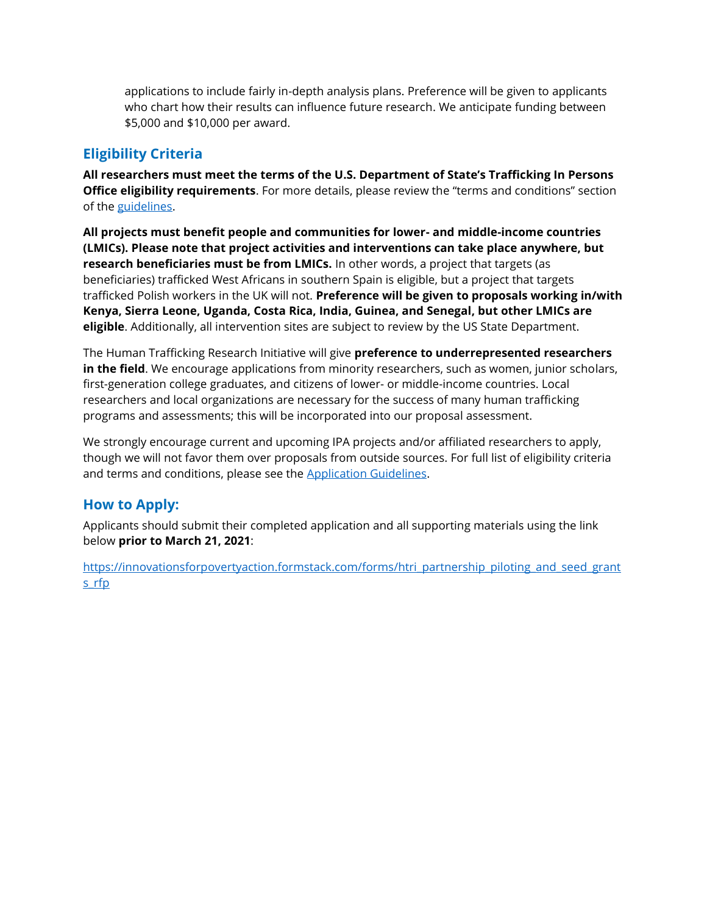applications to include fairly in-depth analysis plans. Preference will be given to applicants who chart how their results can influence future research. We anticipate funding between $5,000 and $10,000 per award.

## Eligibility Criteria

**All researchers must meet the terms of the U.S. Department of State's Trafficking In Persons Office eligibility requirements**. For more details, please review the "terms and conditions" section of the [guidelines](guidelines).

**All projects must benefit people and communities for lower- and middle-income countries (LMICs). Please note that project activities and interventions can take place anywhere, but research beneficiaries must be from LMICs.** In other words, a project that targets (as beneficiaries) trafficked West Africans in southern Spain is eligible, but a project that targets trafficked Polish workers in the UK will not. **Preference will be given to proposals working in/with Kenya, Sierra Leone, Uganda, Costa Rica, India, Guinea, and Senegal, but other LMICs are eligible**. Additionally, all intervention sites are subject to review by the US State Department.

The Human Trafficking Research Initiative will give **preference to underrepresented researchers in the field**. We encourage applications from minority researchers, such as women, junior scholars, first-generation college graduates, and citizens of lower- or middle-income countries. Local researchers and local organizations are necessary for the success of many human trafficking programs and assessments; this will be incorporated into our proposal assessment.

We strongly encourage current and upcoming IPA projects and/or affiliated researchers to apply, though we will not favor them over proposals from outside sources. For full list of eligibility criteria and terms and conditions, please see the [Application Guidelines](Application Guidelines).

## How to Apply:

Applicants should submit their completed application and all supporting materials using the link below **prior to March 21, 2021**:

https://innovationsforpovertyaction.formstack.com/forms/htri_partnership_piloting_and_seed_grants_rfp